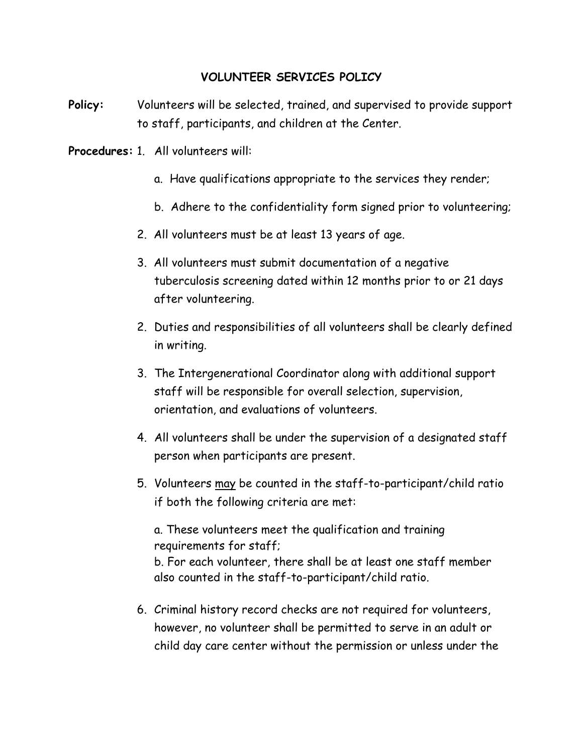# VOLUNTEER SERVICES POLICY

**Policy:** Volunteers will be selected, trained, and supervised to provide support to staff, participants, and children at the Center.

**Procedures:**

1. All volunteers will:
   a. Have qualifications appropriate to the services they render;
   b. Adhere to the confidentiality form signed prior to volunteering;
2. All volunteers must be at least 13 years of age.
3. All volunteers must submit documentation of a negative tuberculosis screening dated within 12 months prior to or 21 days after volunteering.
2. Duties and responsibilities of all volunteers shall be clearly defined in writing.
3. The Intergenerational Coordinator along with additional support staff will be responsible for overall selection, supervision, orientation, and evaluations of volunteers.
4. All volunteers shall be under the supervision of a designated staff person when participants are present.
5. Volunteers <u>may</u> be counted in the staff-to-participant/child ratio if both the following criteria are met:

   a. These volunteers meet the qualification and training requirements for staff;
   b. For each volunteer, there shall be at least one staff member also counted in the staff-to-participant/child ratio.
6. Criminal history record checks are not required for volunteers, however, no volunteer shall be permitted to serve in an adult or child day care center without the permission or unless under the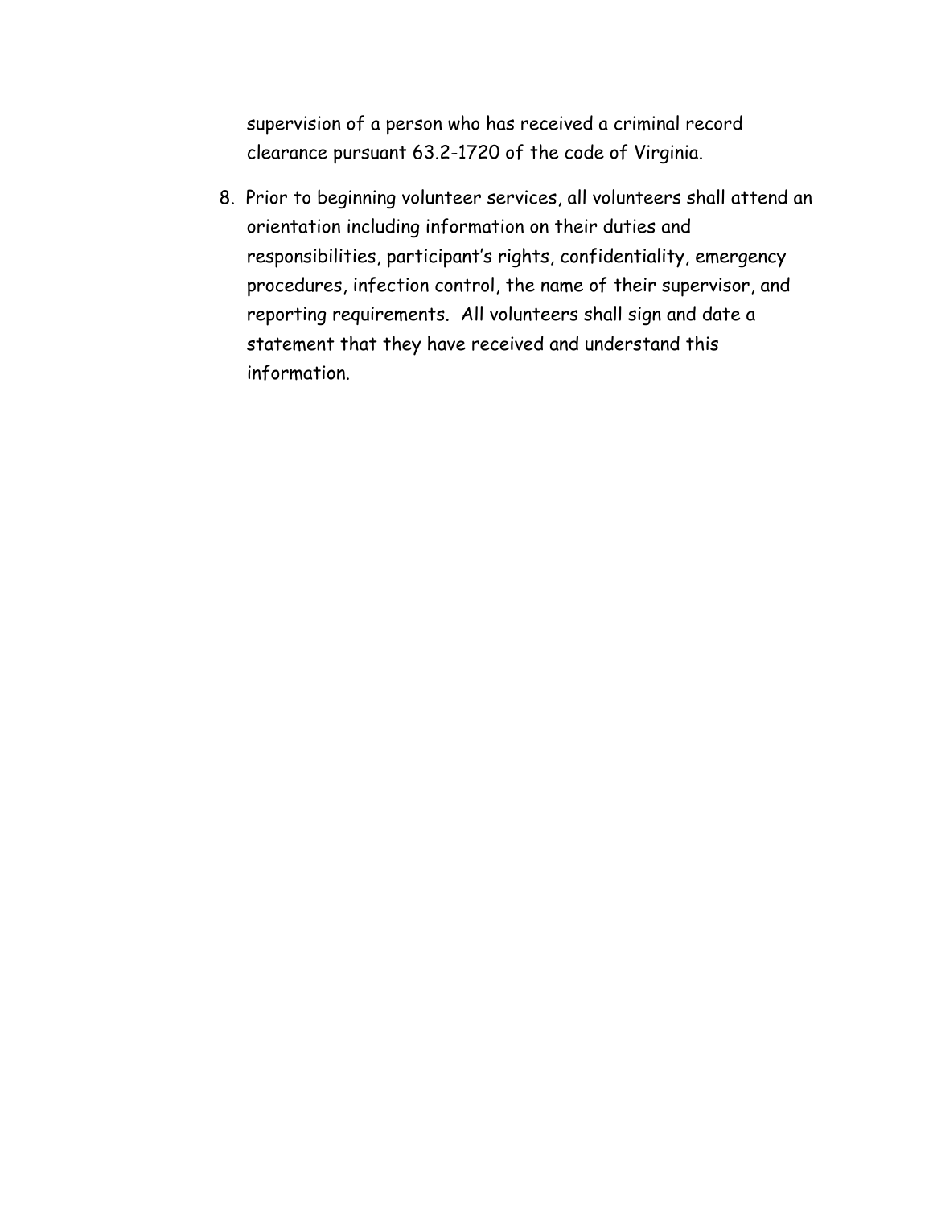supervision of a person who has received a criminal record clearance pursuant 63.2-1720 of the code of Virginia.

8. Prior to beginning volunteer services, all volunteers shall attend an orientation including information on their duties and responsibilities, participant's rights, confidentiality, emergency procedures, infection control, the name of their supervisor, and reporting requirements. All volunteers shall sign and date a statement that they have received and understand this information.